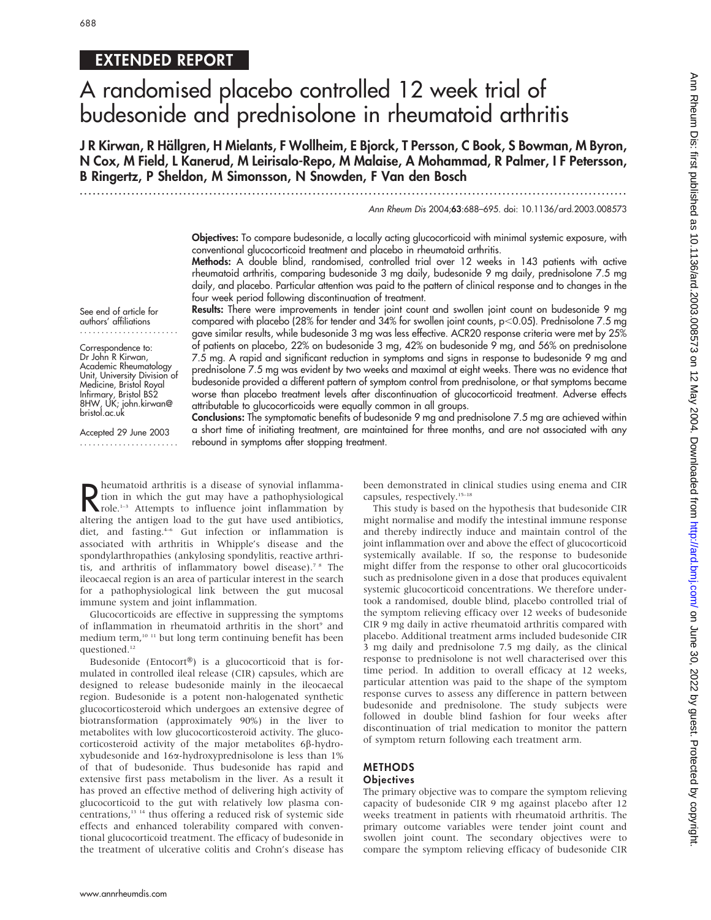## EXTENDED REPORT

# A randomised placebo controlled 12 week trial of budesonide and prednisolone in rheumatoid arthritis

**J R Kirwan, R Hällgren, H Mielants, F Wollheim, E Bjorck, T Persson, C Book, S Bowman, M Byron, N Cox, M Field, L Kanerud, M Leirisalo-Repo, M Malaise, A Mohammad, R Palmer, I F Petersson, B Ringertz, P Sheldon, M Simonsson, N Snowden, F Van den Bosch**

Ann Rheum Dis 2004;63:688–695. doi: 10.1136/ard.2003.008573

See end of article for authors' affiliations

Correspondence to: Dr John R Kirwan, Academic Rheumatology Unit, University Division of Medicine, Bristol Royal Infirmary, Bristol BS2 8HW, UK; john.kirwan@bristol.ac.uk

Accepted 29 June 2003

**Objectives:** To compare budesonide, a locally acting glucocorticoid with minimal systemic exposure, with conventional glucocorticoid treatment and placebo in rheumatoid arthritis.

**Methods:** A double blind, randomised, controlled trial over 12 weeks in 143 patients with active rheumatoid arthritis, comparing budesonide 3 mg daily, budesonide 9 mg daily, prednisolone 7.5 mg daily, and placebo. Particular attention was paid to the pattern of clinical response and to changes in the four week period following discontinuation of treatment.

**Results:** There were improvements in tender joint count and swollen joint count on budesonide 9 mg compared with placebo (28% for tender and 34% for swollen joint counts, $p<0.05$). Prednisolone 7.5 mg gave similar results, while budesonide 3 mg was less effective. ACR20 response criteria were met by 25% of patients on placebo, 22% on budesonide 3 mg, 42% on budesonide 9 mg, and 56% on prednisolone 7.5 mg. A rapid and significant reduction in symptoms and signs in response to budesonide 9 mg and prednisolone 7.5 mg was evident by two weeks and maximal at eight weeks. There was no evidence that budesonide provided a different pattern of symptom control from prednisolone, or that symptoms became worse than placebo treatment levels after discontinuation of glucocorticoid treatment. Adverse effects attributable to glucocorticoids were equally common in all groups.

**Conclusions:** The symptomatic benefits of budesonide 9 mg and prednisolone 7.5 mg are achieved within a short time of initiating treatment, are maintained for three months, and are not associated with any rebound in symptoms after stopping treatment.

Rheumatoid arthritis is a disease of synovial inflammation in which the gut may have a pathophysiological role.[1–3] Attempts to influence joint inflammation by altering the antigen load to the gut have used antibiotics, diet, and fasting.[4–6] Gut infection or inflammation is associated with arthritis in Whipple's disease and the spondylarthropathies (ankylosing spondylitis, reactive arthritis, and arthritis of inflammatory bowel disease).[7 8] The ileocaecal region is an area of particular interest in the search for a pathophysiological link between the gut mucosal immune system and joint inflammation.

Glucocorticoids are effective in suppressing the symptoms of inflammation in rheumatoid arthritis in the short[9] and medium term,[10 11] but long term continuing benefit has been questioned.[12]

Budesonide (Entocort®) is a glucocorticoid that is formulated in controlled ileal release (CIR) capsules, which are designed to release budesonide mainly in the ileocaecal region. Budesonide is a potent non-halogenated synthetic glucocorticosteroid which undergoes an extensive degree of biotransformation (approximately 90%) in the liver to metabolites with low glucocorticosteroid activity. The glucocorticosteroid activity of the major metabolites 6β-hydroxybudesonide and 16α-hydroxyprednisolone is less than 1% of that of budesonide. Thus budesonide has rapid and extensive first pass metabolism in the liver. As a result it has proved an effective method of delivering high activity of glucocorticoid to the gut with relatively low plasma concentrations,[13 14] thus offering a reduced risk of systemic side effects and enhanced tolerability compared with conventional glucocorticoid treatment. The efficacy of budesonide in the treatment of ulcerative colitis and Crohn's disease has been demonstrated in clinical studies using enema and CIR capsules, respectively.[15–18]

This study is based on the hypothesis that budesonide CIR might normalise and modify the intestinal immune response and thereby indirectly induce and maintain control of the joint inflammation over and above the effect of glucocorticoid systemically available. If so, the response to budesonide might differ from the response to other oral glucocorticoids such as prednisolone given in a dose that produces equivalent systemic glucocorticoid concentrations. We therefore undertook a randomised, double blind, placebo controlled trial of the symptom relieving efficacy over 12 weeks of budesonide CIR 9 mg daily in active rheumatoid arthritis compared with placebo. Additional treatment arms included budesonide CIR 3 mg daily and prednisolone 7.5 mg daily, as the clinical response to prednisolone is not well characterised over this time period. In addition to overall efficacy at 12 weeks, particular attention was paid to the shape of the symptom response curves to assess any difference in pattern between budesonide and prednisolone. The study subjects were followed in double blind fashion for four weeks after discontinuation of trial medication to monitor the pattern of symptom return following each treatment arm.

## METHODS

### Objectives

The primary objective was to compare the symptom relieving capacity of budesonide CIR 9 mg against placebo after 12 weeks treatment in patients with rheumatoid arthritis. The primary outcome variables were tender joint count and swollen joint count. The secondary objectives were to compare the symptom relieving efficacy of budesonide CIR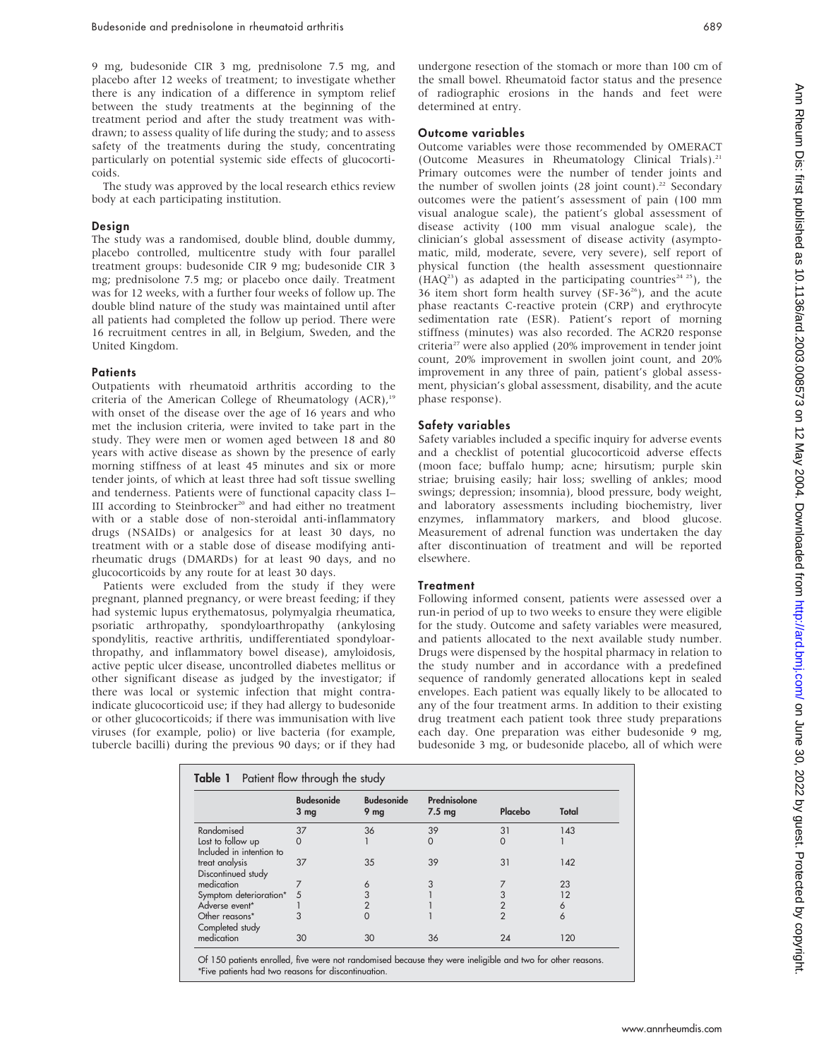9 mg, budesonide CIR 3 mg, prednisolone 7.5 mg, and placebo after 12 weeks of treatment; to investigate whether there is any indication of a difference in symptom relief between the study treatments at the beginning of the treatment period and after the study treatment was withdrawn; to assess quality of life during the study; and to assess safety of the treatments during the study, concentrating particularly on potential systemic side effects of glucocorticoids.

The study was approved by the local research ethics review body at each participating institution.

### Design

The study was a randomised, double blind, double dummy, placebo controlled, multicentre study with four parallel treatment groups: budesonide CIR 9 mg; budesonide CIR 3 mg; prednisolone 7.5 mg; or placebo once daily. Treatment was for 12 weeks, with a further four weeks of follow up. The double blind nature of the study was maintained until after all patients had completed the follow up period. There were 16 recruitment centres in all, in Belgium, Sweden, and the United Kingdom.

### Patients

Outpatients with rheumatoid arthritis according to the criteria of the American College of Rheumatology (ACR),[19] with onset of the disease over the age of 16 years and who met the inclusion criteria, were invited to take part in the study. They were men or women aged between 18 and 80 years with active disease as shown by the presence of early morning stiffness of at least 45 minutes and six or more tender joints, of which at least three had soft tissue swelling and tenderness. Patients were of functional capacity class I–III according to Steinbrocker[20] and had either no treatment with or a stable dose of non-steroidal anti-inflammatory drugs (NSAIDs) or analgesics for at least 30 days, no treatment with or a stable dose of disease modifying antirheumatic drugs (DMARDs) for at least 90 days, and no glucocorticoids by any route for at least 30 days.

Patients were excluded from the study if they were pregnant, planned pregnancy, or were breast feeding; if they had systemic lupus erythematosus, polymyalgia rheumatica, psoriatic arthropathy, spondyloarthropathy (ankylosing spondylitis, reactive arthritis, undifferentiated spondyloarthropathy, and inflammatory bowel disease), amyloidosis, active peptic ulcer disease, uncontrolled diabetes mellitus or other significant disease as judged by the investigator; if there was local or systemic infection that might contraindicate glucocorticoid use; if they had allergy to budesonide or other glucocorticoids; if there was immunisation with live viruses (for example, polio) or live bacteria (for example, tubercle bacilli) during the previous 90 days; or if they had undergone resection of the stomach or more than 100 cm of the small bowel. Rheumatoid factor status and the presence of radiographic erosions in the hands and feet were determined at entry.

### Outcome variables

Outcome variables were those recommended by OMERACT (Outcome Measures in Rheumatology Clinical Trials).[21] Primary outcomes were the number of tender joints and the number of swollen joints (28 joint count).[22] Secondary outcomes were the patient's assessment of pain (100 mm visual analogue scale), the patient's global assessment of disease activity (100 mm visual analogue scale), the clinician's global assessment of disease activity (asymptomatic, mild, moderate, severe, very severe), self report of physical function (the health assessment questionnaire (HAQ[23]) as adapted in the participating countries[24 25]), the 36 item short form health survey (SF-36[26]), and the acute phase reactants C-reactive protein (CRP) and erythrocyte sedimentation rate (ESR). Patient's report of morning stiffness (minutes) was also recorded. The ACR20 response criteria[27] were also applied (20% improvement in tender joint count, 20% improvement in swollen joint count, and 20% improvement in any three of pain, patient's global assessment, physician's global assessment, disability, and the acute phase response).

### Safety variables

Safety variables included a specific inquiry for adverse events and a checklist of potential glucocorticoid adverse effects (moon face; buffalo hump; acne; hirsutism; purple skin striae; bruising easily; hair loss; swelling of ankles; mood swings; depression; insomnia), blood pressure, body weight, and laboratory assessments including biochemistry, liver enzymes, inflammatory markers, and blood glucose. Measurement of adrenal function was undertaken the day after discontinuation of treatment and will be reported elsewhere.

### Treatment

Following informed consent, patients were assessed over a run-in period of up to two weeks to ensure they were eligible for the study. Outcome and safety variables were measured, and patients allocated to the next available study number. Drugs were dispensed by the hospital pharmacy in relation to the study number and in accordance with a predefined sequence of randomly generated allocations kept in sealed envelopes. Each patient was equally likely to be allocated to any of the four treatment arms. In addition to their existing drug treatment each patient took three study preparations each day. One preparation was either budesonide 9 mg, budesonide 3 mg, or budesonide placebo, all of which were

**Table 1** Patient flow through the study

| | Budesonide 3 mg | Budesonide 9 mg | Prednisolone 7.5 mg | Placebo | Total |
|---|---|---|---|---|---|
| Randomised | 37 | 36 | 39 | 31 | 143 |
| Lost to follow up | 0 | 1 | 0 | 0 | 1 |
| Included in intention to treat analysis | 37 | 35 | 39 | 31 | 142 |
| Discontinued study medication | 7 | 6 | 3 | 7 | 23 |
| Symptom deterioration* | 5 | 3 | 1 | 3 | 12 |
| Adverse event* | 1 | 2 | 1 | 2 | 6 |
| Other reasons* | 3 | 0 | 1 | 2 | 6 |
| Completed study medication | 30 | 30 | 36 | 24 | 120 |

Of 150 patients enrolled, five were not randomised because they were ineligible and two for other reasons.
*Five patients had two reasons for discontinuation.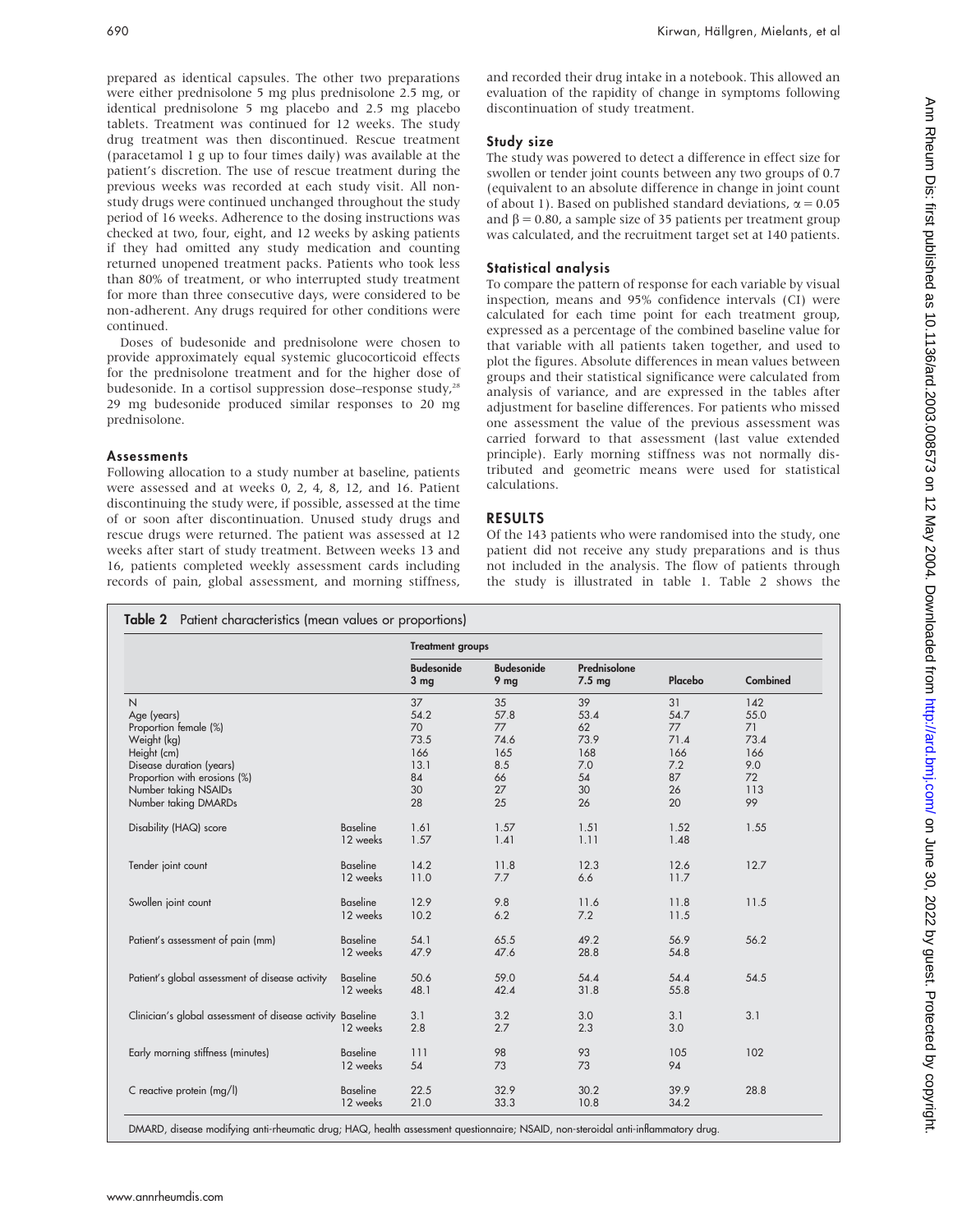prepared as identical capsules. The other two preparations were either prednisolone 5 mg plus prednisolone 2.5 mg, or identical prednisolone 5 mg placebo and 2.5 mg placebo tablets. Treatment was continued for 12 weeks. The study drug treatment was then discontinued. Rescue treatment (paracetamol 1 g up to four times daily) was available at the patient's discretion. The use of rescue treatment during the previous weeks was recorded at each study visit. All non-study drugs were continued unchanged throughout the study period of 16 weeks. Adherence to the dosing instructions was checked at two, four, eight, and 12 weeks by asking patients if they had omitted any study medication and counting returned unopened treatment packs. Patients who took less than 80% of treatment, or who interrupted study treatment for more than three consecutive days, were considered to be non-adherent. Any drugs required for other conditions were continued.

Doses of budesonide and prednisolone were chosen to provide approximately equal systemic glucocorticoid effects for the prednisolone treatment and for the higher dose of budesonide. In a cortisol suppression dose–response study,[28] 29 mg budesonide produced similar responses to 20 mg prednisolone.

### Assessments

Following allocation to a study number at baseline, patients were assessed and at weeks 0, 2, 4, 8, 12, and 16. Patient discontinuing the study were, if possible, assessed at the time of or soon after discontinuation. Unused study drugs and rescue drugs were returned. The patient was assessed at 12 weeks after start of study treatment. Between weeks 13 and 16, patients completed weekly assessment cards including records of pain, global assessment, and morning stiffness, and recorded their drug intake in a notebook. This allowed an evaluation of the rapidity of change in symptoms following discontinuation of study treatment.

### Study size

The study was powered to detect a difference in effect size for swollen or tender joint counts between any two groups of 0.7 (equivalent to an absolute difference in change in joint count of about 1). Based on published standard deviations, $\alpha = 0.05$ and $\beta = 0.80$, a sample size of 35 patients per treatment group was calculated, and the recruitment target set at 140 patients.

### Statistical analysis

To compare the pattern of response for each variable by visual inspection, means and 95% confidence intervals (CI) were calculated for each time point for each treatment group, expressed as a percentage of the combined baseline value for that variable with all patients taken together, and used to plot the figures. Absolute differences in mean values between groups and their statistical significance were calculated from analysis of variance, and are expressed in the tables after adjustment for baseline differences. For patients who missed one assessment the value of the previous assessment was carried forward to that assessment (last value extended principle). Early morning stiffness was not normally distributed and geometric means were used for statistical calculations.

## RESULTS

Of the 143 patients who were randomised into the study, one patient did not receive any study preparations and is thus not included in the analysis. The flow of patients through the study is illustrated in table 1. Table 2 shows the

**Table 2** Patient characteristics (mean values or proportions)

| | | Treatment groups | | | | |
|---|---|---|---|---|---|---|
| | | Budesonide 3 mg | Budesonide 9 mg | Prednisolone 7.5 mg | Placebo | Combined |
| N | | 37 | 35 | 39 | 31 | 142 |
| Age (years) | | 54.2 | 57.8 | 53.4 | 54.7 | 55.0 |
| Proportion female (%) | | 70 | 77 | 62 | 77 | 71 |
| Weight (kg) | | 73.5 | 74.6 | 73.9 | 71.4 | 73.4 |
| Height (cm) | | 166 | 165 | 168 | 166 | 166 |
| Disease duration (years) | | 13.1 | 8.5 | 7.0 | 7.2 | 9.0 |
| Proportion with erosions (%) | | 84 | 66 | 54 | 87 | 72 |
| Number taking NSAIDs | | 30 | 27 | 30 | 26 | 113 |
| Number taking DMARDs | | 28 | 25 | 26 | 20 | 99 |
| Disability (HAQ) score | Baseline | 1.61 | 1.57 | 1.51 | 1.52 | 1.55 |
| | 12 weeks | 1.57 | 1.41 | 1.11 | 1.48 | |
| Tender joint count | Baseline | 14.2 | 11.8 | 12.3 | 12.6 | 12.7 |
| | 12 weeks | 11.0 | 7.7 | 6.6 | 11.7 | |
| Swollen joint count | Baseline | 12.9 | 9.8 | 11.6 | 11.8 | 11.5 |
| | 12 weeks | 10.2 | 6.2 | 7.2 | 11.5 | |
| Patient's assessment of pain (mm) | Baseline | 54.1 | 65.5 | 49.2 | 56.9 | 56.2 |
| | 12 weeks | 47.9 | 47.6 | 28.8 | 54.8 | |
| Patient's global assessment of disease activity | Baseline | 50.6 | 59.0 | 54.4 | 54.4 | 54.5 |
| | 12 weeks | 48.1 | 42.4 | 31.8 | 55.8 | |
| Clinician's global assessment of disease activity | Baseline | 3.1 | 3.2 | 3.0 | 3.1 | 3.1 |
| | 12 weeks | 2.8 | 2.7 | 2.3 | 3.0 | |
| Early morning stiffness (minutes) | Baseline | 111 | 98 | 93 | 105 | 102 |
| | 12 weeks | 54 | 73 | 73 | 94 | |
| C reactive protein (mg/l) | Baseline | 22.5 | 32.9 | 30.2 | 39.9 | 28.8 |
| | 12 weeks | 21.0 | 33.3 | 10.8 | 34.2 | |

DMARD, disease modifying anti-rheumatic drug; HAQ, health assessment questionnaire; NSAID, non-steroidal anti-inflammatory drug.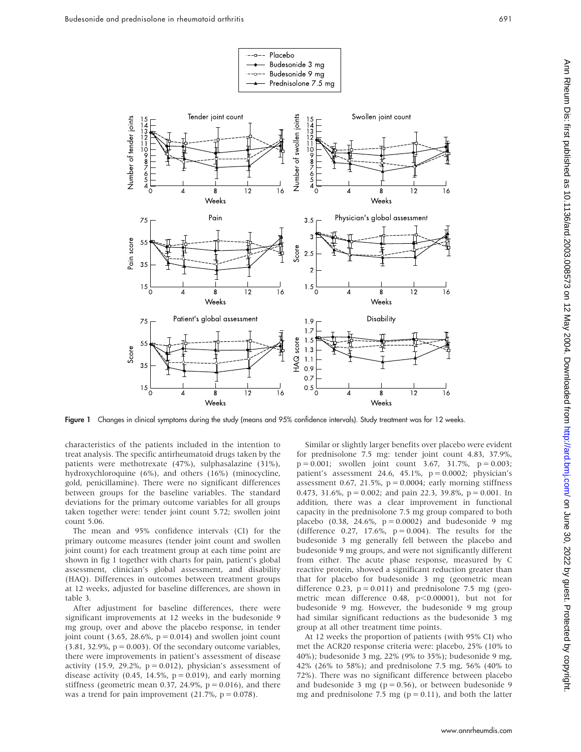**Figure 1** Changes in clinical symptoms during the study (means and 95% confidence intervals). Study treatment was for 12 weeks.

characteristics of the patients included in the intention to treat analysis. The specific antirheumatoid drugs taken by the patients were methotrexate (47%), sulphasalazine (31%), hydroxychloroquine (6%), and others (16%) (minocycline, gold, penicillamine). There were no significant differences between groups for the baseline variables. The standard deviations for the primary outcome variables for all groups taken together were: tender joint count 5.72; swollen joint count 5.06.

The mean and 95% confidence intervals (CI) for the primary outcome measures (tender joint count and swollen joint count) for each treatment group at each time point are shown in fig 1 together with charts for pain, patient's global assessment, clinician's global assessment, and disability (HAQ). Differences in outcomes between treatment groups at 12 weeks, adjusted for baseline differences, are shown in table 3.

After adjustment for baseline differences, there were significant improvements at 12 weeks in the budesonide 9 mg group, over and above the placebo response, in tender joint count (3.65, 28.6%, $p = 0.014$) and swollen joint count (3.81, 32.9%, $p = 0.003$). Of the secondary outcome variables, there were improvements in patient's assessment of disease activity (15.9, 29.2%, $p = 0.012$), physician's assessment of disease activity (0.45, 14.5%, $p = 0.019$), and early morning stiffness (geometric mean 0.37, 24.9%, $p = 0.016$), and there was a trend for pain improvement (21.7%, $p = 0.078$).

Similar or slightly larger benefits over placebo were evident for prednisolone 7.5 mg: tender joint count 4.83, 37.9%, $p = 0.001$; swollen joint count 3.67, 31.7%, $p = 0.003$; patient's assessment 24.6, 45.1%, $p = 0.0002$; physician's assessment 0.67, 21.5%, $p = 0.0004$; early morning stiffness 0.473, 31.6%, $p = 0.002$; and pain 22.3, 39.8%, $p = 0.001$. In addition, there was a clear improvement in functional capacity in the prednisolone 7.5 mg group compared to both placebo (0.38, 24.6%, $p = 0.0002$) and budesonide 9 mg (difference 0.27, 17.6%, $p = 0.004$). The results for the budesonide 3 mg generally fell between the placebo and budesonide 9 mg groups, and were not significantly different from either. The acute phase response, measured by C reactive protein, showed a significant reduction greater than that for placebo for budesonide 3 mg (geometric mean difference 0.23, $p = 0.011$) and prednisolone 7.5 mg (geometric mean difference 0.48, $p < 0.00001$), but not for budesonide 9 mg. However, the budesonide 9 mg group had similar significant reductions as the budesonide 3 mg group at all other treatment time points.

At 12 weeks the proportion of patients (with 95% CI) who met the ACR20 response criteria were: placebo, 25% (10% to 40%); budesonide 3 mg, 22% (9% to 35%); budesonide 9 mg, 42% (26% to 58%); and prednisolone 7.5 mg, 56% (40% to 72%). There was no significant difference between placebo and budesonide 3 mg ($p = 0.56$), or between budesonide 9 mg and prednisolone 7.5 mg ($p = 0.11$), and both the latter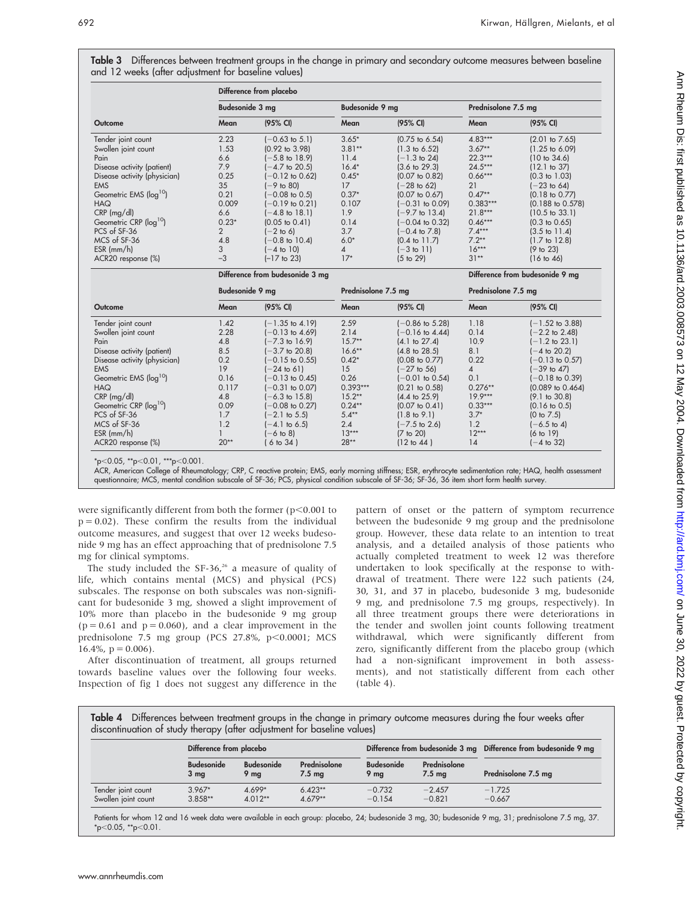**Table 3** Differences between treatment groups in the change in primary and secondary outcome measures between baseline and 12 weeks (after adjustment for baseline values)

| | Difference from placebo | | | | | |
|---|---|---|---|---|---|---|
| | Budesonide 3 mg | | Budesonide 9 mg | | Prednisolone 7.5 mg | |
| Outcome | Mean | (95% CI) | Mean | (95% CI) | Mean | (95% CI) |
| Tender joint count | 2.23 | (−0.63 to 5.1) | 3.65* | (0.75 to 6.54) | 4.83*** | (2.01 to 7.65) |
| Swollen joint count | 1.53 | (0.92 to 3.98) | 3.81** | (1.3 to 6.52) | 3.67** | (1.25 to 6.09) |
| Pain | 6.6 | (−5.8 to 18.9) | 11.4 | (−1.3 to 24) | 22.3*** | (10 to 34.6) |
| Disease activity (patient) | 7.9 | (−4.7 to 20.5) | 16.4* | (3.6 to 29.3) | 24.5*** | (12.1 to 37) |
| Disease activity (physician) | 0.25 | (−0.12 to 0.62) | 0.45* | (0.07 to 0.82) | 0.66*** | (0.3 to 1.03) |
| EMS | 35 | (−9 to 80) | 17 | (−28 to 62) | 21 | (−23 to 64) |
| Geometric EMS ($\log^{10}$) | 0.21 | (−0.08 to 0.5) | 0.37* | (0.07 to 0.67) | 0.47** | (0.18 to 0.77) |
| HAQ | 0.009 | (−0.19 to 0.21) | 0.107 | (−0.31 to 0.09) | 0.383*** | (0.188 to 0.578) |
| CRP (mg/dl) | 6.6 | (−4.8 to 18.1) | 1.9 | (−9.7 to 13.4) | 21.8*** | (10.5 to 33.1) |
| Geometric CRP ($\log^{10}$) | 0.23* | (0.05 to 0.41) | 0.14 | (−0.04 to 0.32) | 0.46*** | (0.3 to 0.65) |
| PCS of SF-36 | 2 | (−2 to 6) | 3.7 | (−0.4 to 7.8) | 7.4*** | (3.5 to 11.4) |
| MCS of SF-36 | 4.8 | (−0.8 to 10.4) | 6.0* | (0.4 to 11.7) | 7.2** | (1.7 to 12.8) |
| ESR (mm/h) | 3 | (−4 to 10) | 4 | (−3 to 11) | 16*** | (9 to 23) |
| ACR20 response (%) | −3 | (−17 to 23) | 17* | (5 to 29) | 31** | (16 to 46) |

| | Difference from budesonide 3 mg | | | | Difference from budesonide 9 mg | |
|---|---|---|---|---|---|---|
| | Budesonide 9 mg | | Prednisolone 7.5 mg | | Prednisolone 7.5 mg | |
| Outcome | Mean | (95% CI) | Mean | (95% CI) | Mean | (95% CI) |
| Tender joint count | 1.42 | (−1.35 to 4.19) | 2.59 | (−0.86 to 5.28) | 1.18 | (−1.52 to 3.88) |
| Swollen joint count | 2.28 | (−0.13 to 4.69) | 2.14 | (−0.16 to 4.44) | 0.14 | (−2.2 to 2.48) |
| Pain | 4.8 | (−7.3 to 16.9) | 15.7** | (4.1 to 27.4) | 10.9 | (−1.2 to 23.1) |
| Disease activity (patient) | 8.5 | (−3.7 to 20.8) | 16.6** | (4.8 to 28.5) | 8.1 | (−4 to 20.2) |
| Disease activity (physician) | 0.2 | (−0.15 to 0.55) | 0.42* | (0.08 to 0.77) | 0.22 | (−0.13 to 0.57) |
| EMS | 19 | (−24 to 61) | 15 | (−27 to 56) | 4 | (−39 to 47) |
| Geometric EMS ($\log^{10}$) | 0.16 | (−0.13 to 0.45) | 0.26 | (−0.01 to 0.54) | 0.1 | (−0.18 to 0.39) |
| HAQ | 0.117 | (−0.31 to 0.07) | 0.393*** | (0.21 to 0.58) | 0.276** | (0.089 to 0.464) |
| CRP (mg/dl) | 4.8 | (−6.3 to 15.8) | 15.2** | (4.4 to 25.9) | 19.9*** | (9.1 to 30.8) |
| Geometric CRP ($\log^{10}$) | 0.09 | (−0.08 to 0.27) | 0.24** | (0.07 to 0.41) | 0.33*** | (0.16 to 0.5) |
| PCS of SF-36 | 1.7 | (−2.1 to 5.5) | 5.4** | (1.8 to 9.1) | 3.7* | (0 to 7.5) |
| MCS of SF-36 | 1.2 | (−4.1 to 6.5) | 2.4 | (−7.5 to 2.6) | 1.2 | (−6.5 to 4) |
| ESR (mm/h) | 1 | (−6 to 8) | 13*** | (7 to 20) | 12*** | (6 to 19) |
| ACR20 response (%) | 20** | ( 6 to 34 ) | 28** | (12 to 44 ) | 14 | (−4 to 32) |

*p<0.05, **p<0.01, ***p<0.001.

ACR, American College of Rheumatology; CRP, C reactive protein; EMS, early morning stiffness; ESR, erythrocyte sedimentation rate; HAQ, health assessment questionnaire; MCS, mental condition subscale of SF-36; PCS, physical condition subscale of SF-36; SF-36, 36 item short form health survey.

were significantly different from both the former (p<0.001 to p = 0.02). These confirm the results from the individual outcome measures, and suggest that over 12 weeks budesonide 9 mg has an effect approaching that of prednisolone 7.5 mg for clinical symptoms.

The study included the SF-36,[26] a measure of quality of life, which contains mental (MCS) and physical (PCS) subscales. The response on both subscales was non-significant for budesonide 3 mg, showed a slight improvement of 10% more than placebo in the budesonide 9 mg group (p = 0.61 and p = 0.060), and a clear improvement in the prednisolone 7.5 mg group (PCS 27.8%, p<0.0001; MCS 16.4%, p = 0.006).

After discontinuation of treatment, all groups returned towards baseline values over the following four weeks. Inspection of fig 1 does not suggest any difference in the pattern of onset or the pattern of symptom recurrence between the budesonide 9 mg group and the prednisolone group. However, these data relate to an intention to treat analysis, and a detailed analysis of those patients who actually completed treatment to week 12 was therefore undertaken to look specifically at the response to withdrawal of treatment. There were 122 such patients (24, 30, 31, and 37 in placebo, budesonide 3 mg, budesonide 9 mg, and prednisolone 7.5 mg groups, respectively). In all three treatment groups there were deteriorations in the tender and swollen joint counts following treatment withdrawal, which were significantly different from zero, significantly different from the placebo group (which had a non-significant improvement in both assessments), and not statistically different from each other (table 4).

**Table 4** Differences between treatment groups in the change in primary outcome measures during the four weeks after discontinuation of study therapy (after adjustment for baseline values)

| | Difference from placebo | | | Difference from budesonide 3 mg | | Difference from budesonide 9 mg |
|---|---|---|---|---|---|---|
| | Budesonide 3 mg | Budesonide 9 mg | Prednisolone 7.5 mg | Budesonide 9 mg | Prednisolone 7.5 mg | Prednisolone 7.5 mg |
| Tender joint count | 3.967* | 4.699* | 6.423** | −0.732 | −2.457 | −1.725 |
| Swollen joint count | 3.858** | 4.012** | 4.679** | −0.154 | −0.821 | −0.667 |

Patients for whom 12 and 16 week data were available in each group: placebo, 24; budesonide 3 mg, 30; budesonide 9 mg, 31; prednisolone 7.5 mg, 37. *p<0.05, **p<0.01.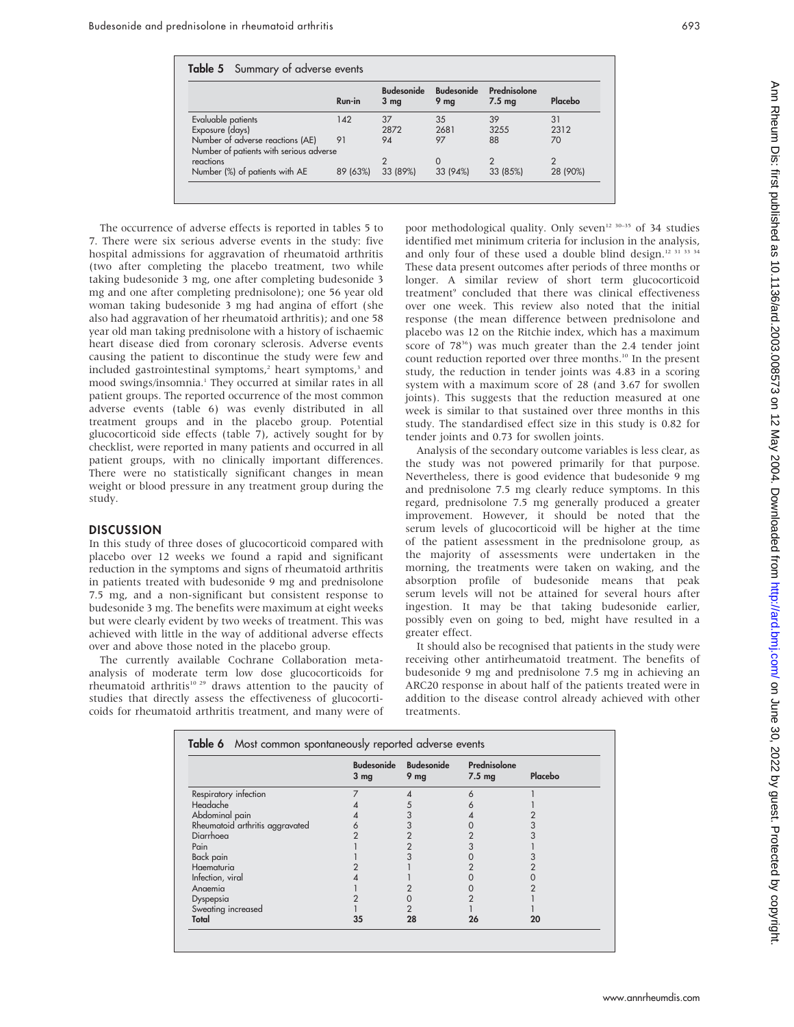**Table 5** Summary of adverse events

| | Run-in | Budesonide 3 mg | Budesonide 9 mg | Prednisolone 7.5 mg | Placebo |
|---|---|---|---|---|---|
| Evaluable patients | 142 | 37 | 35 | 39 | 31 |
| Exposure (days) | | 2872 | 2681 | 3255 | 2312 |
| Number of adverse reactions (AE) | 91 | 94 | 97 | 88 | 70 |
| Number of patients with serious adverse reactions | | 2 | 0 | 2 | 2 |
| Number (%) of patients with AE | 89 (63%) | 33 (89%) | 33 (94%) | 33 (85%) | 28 (90%) |

The occurrence of adverse effects is reported in tables 5 to 7. There were six serious adverse events in the study: five hospital admissions for aggravation of rheumatoid arthritis (two after completing the placebo treatment, two while taking budesonide 3 mg, one after completing budesonide 3 mg and one after completing prednisolone); one 56 year old woman taking budesonide 3 mg had angina of effort (she also had aggravation of her rheumatoid arthritis); and one 58 year old man taking prednisolone with a history of ischaemic heart disease died from coronary sclerosis. Adverse events causing the patient to discontinue the study were few and included gastrointestinal symptoms,[2] heart symptoms,[3] and mood swings/insomnia.[1] They occurred at similar rates in all patient groups. The reported occurrence of the most common adverse events (table 6) was evenly distributed in all treatment groups and in the placebo group. Potential glucocorticoid side effects (table 7), actively sought for by checklist, were reported in many patients and occurred in all patient groups, with no clinically important differences. There were no statistically significant changes in mean weight or blood pressure in any treatment group during the study.

## DISCUSSION

In this study of three doses of glucocorticoid compared with placebo over 12 weeks we found a rapid and significant reduction in the symptoms and signs of rheumatoid arthritis in patients treated with budesonide 9 mg and prednisolone 7.5 mg, and a non-significant but consistent response to budesonide 3 mg. The benefits were maximum at eight weeks but were clearly evident by two weeks of treatment. This was achieved with little in the way of additional adverse effects over and above those noted in the placebo group.

The currently available Cochrane Collaboration meta-analysis of moderate term low dose glucocorticoids for rheumatoid arthritis[10 29] draws attention to the paucity of studies that directly assess the effectiveness of glucocorticoids for rheumatoid arthritis treatment, and many were of poor methodological quality. Only seven[12 30–35] of 34 studies identified met minimum criteria for inclusion in the analysis, and only four of these used a double blind design.[12 31 33 34] These data present outcomes after periods of three months or longer. A similar review of short term glucocorticoid treatment[9] concluded that there was clinical effectiveness over one week. This review also noted that the initial response (the mean difference between prednisolone and placebo was 12 on the Ritchie index, which has a maximum score of 78[36]) was much greater than the 2.4 tender joint count reduction reported over three months.[10] In the present study, the reduction in tender joints was 4.83 in a scoring system with a maximum score of 28 (and 3.67 for swollen joints). This suggests that the reduction measured at one week is similar to that sustained over three months in this study. The standardised effect size in this study is 0.82 for tender joints and 0.73 for swollen joints.

Analysis of the secondary outcome variables is less clear, as the study was not powered primarily for that purpose. Nevertheless, there is good evidence that budesonide 9 mg and prednisolone 7.5 mg clearly reduce symptoms. In this regard, prednisolone 7.5 mg generally produced a greater improvement. However, it should be noted that the serum levels of glucocorticoid will be higher at the time of the patient assessment in the prednisolone group, as the majority of assessments were undertaken in the morning, the treatments were taken on waking, and the absorption profile of budesonide means that peak serum levels will not be attained for several hours after ingestion. It may be that taking budesonide earlier, possibly even on going to bed, might have resulted in a greater effect.

It should also be recognised that patients in the study were receiving other antirheumatoid treatment. The benefits of budesonide 9 mg and prednisolone 7.5 mg in achieving an ARC20 response in about half of the patients treated were in addition to the disease control already achieved with other treatments.

**Table 6** Most common spontaneously reported adverse events

| | Budesonide 3 mg | Budesonide 9 mg | Prednisolone 7.5 mg | Placebo |
|---|---|---|---|---|
| Respiratory infection | 7 | 4 | 6 | 1 |
| Headache | 4 | 5 | 6 | 1 |
| Abdominal pain | 4 | 3 | 4 | 2 |
| Rheumatoid arthritis aggravated | 6 | 3 | 0 | 3 |
| Diarrhoea | 2 | 2 | 2 | 3 |
| Pain | 1 | 2 | 3 | 1 |
| Back pain | 1 | 3 | 0 | 3 |
| Haematuria | 2 | 1 | 2 | 2 |
| Infection, viral | 4 | 1 | 0 | 0 |
| Anaemia | 1 | 2 | 0 | 2 |
| Dyspepsia | 2 | 0 | 2 | 1 |
| Sweating increased | 1 | 2 | 1 | 1 |
| **Total** | **35** | **28** | **26** | **20** |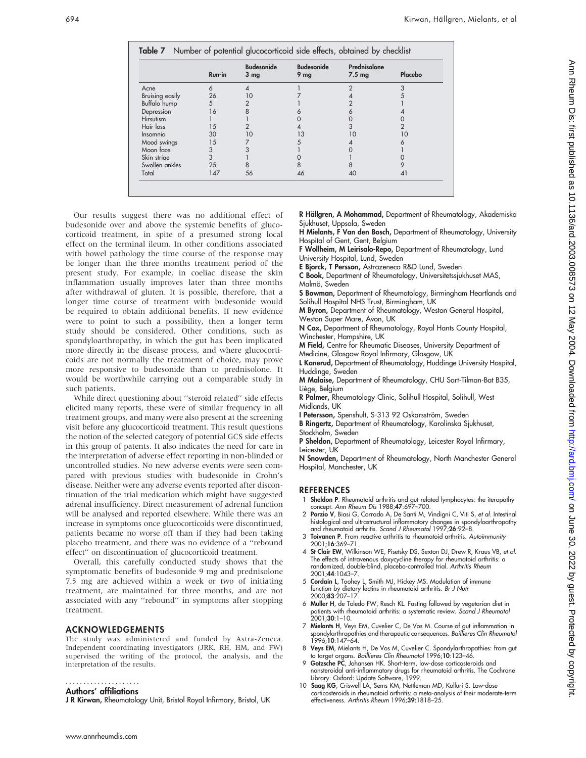**Table 7** Number of potential glucocorticoid side effects, obtained by checklist

| | Run-in | Budesonide 3 mg | Budesonide 9 mg | Prednisolone 7.5 mg | Placebo |
|---|---|---|---|---|---|
| Acne | 6 | 4 | 1 | 2 | 3 |
| Bruising easily | 26 | 10 | 7 | 4 | 5 |
| Buffalo hump | 5 | 2 | 1 | 2 | 1 |
| Depression | 16 | 8 | 6 | 6 | 4 |
| Hirsutism | 1 | 1 | 0 | 0 | 0 |
| Hair loss | 15 | 2 | 4 | 3 | 2 |
| Insomnia | 30 | 10 | 13 | 10 | 10 |
| Mood swings | 15 | 7 | 5 | 4 | 6 |
| Moon face | 3 | 3 | 1 | 0 | 1 |
| Skin striae | 3 | 1 | 0 | 1 | 0 |
| Swollen ankles | 25 | 8 | 8 | 8 | 9 |
| Total | 147 | 56 | 46 | 40 | 41 |

Our results suggest there was no additional effect of budesonide over and above the systemic benefits of glucocorticoid treatment, in spite of a presumed strong local effect on the terminal ileum. In other conditions associated with bowel pathology the time course of the response may be longer than the three months treatment period of the present study. For example, in coeliac disease the skin inflammation usually improves later than three months after withdrawal of gluten. It is possible, therefore, that a longer time course of treatment with budesonide would be required to obtain additional benefits. If new evidence were to point to such a possibility, then a longer term study should be considered. Other conditions, such as spondyloarthropathy, in which the gut has been implicated more directly in the disease process, and where glucocorticoids are not normally the treatment of choice, may prove more responsive to budesonide than to prednisolone. It would be worthwhile carrying out a comparable study in such patients.

While direct questioning about "steroid related" side effects elicited many reports, these were of similar frequency in all treatment groups, and many were also present at the screening visit before any glucocorticoid treatment. This result questions the notion of the selected category of potential GCS side effects in this group of patents. It also indicates the need for care in the interpretation of adverse effect reporting in non-blinded or uncontrolled studies. No new adverse events were seen compared with previous studies with budesonide in Crohn's disease. Neither were any adverse events reported after discontinuation of the trial medication which might have suggested adrenal insufficiency. Direct measurement of adrenal function will be analysed and reported elsewhere. While there was an increase in symptoms once glucocorticoids were discontinued, patients became no worse off than if they had been taking placebo treatment, and there was no evidence of a "rebound effect" on discontinuation of glucocorticoid treatment.

Overall, this carefully conducted study shows that the symptomatic benefits of budesonide 9 mg and prednisolone 7.5 mg are achieved within a week or two of initiating treatment, are maintained for three months, and are not associated with any "rebound" in symptoms after stopping treatment.

## ACKNOWLEDGEMENTS

The study was administered and funded by Astra-Zeneca. Independent coordinating investigators (JRK, RH, HM, and FW) supervised the writing of the protocol, the analysis, and the interpretation of the results.

### Authors' affiliations

**J R Kirwan,** Rheumatology Unit, Bristol Royal Infirmary, Bristol, UK
**R Hällgren, A Mohammad,** Department of Rheumatology, Akademiska Sjukhuset, Uppsala, Sweden
**H Mielants, F Van den Bosch,** Department of Rheumatology, University Hospital of Gent, Gent, Belgium
**F Wollheim, M Leirisalo-Repo,** Department of Rheumatology, Lund University Hospital, Lund, Sweden
**E Bjorck, T Persson,** Astrazeneca R&D Lund, Sweden
**C Book,** Department of Rheumatology, Universitetssjukhuset MAS, Malmö, Sweden
**S Bowman,** Department of Rheumatology, Birmingham Heartlands and Solihull Hospital NHS Trust, Birmingham, UK
**M Byron,** Department of Rheumatology, Weston General Hospital, Weston Super Mare, Avon, UK
**N Cox,** Department of Rheumatology, Royal Hants County Hospital, Winchester, Hampshire, UK
**M Field,** Centre for Rheumatic Diseases, University Department of Medicine, Glasgow Royal Infirmary, Glasgow, UK
**L Kanerud,** Department of Rheumatology, Huddinge University Hospital, Huddinge, Sweden
**M Malaise,** Department of Rheumatology, CHU Sart-Tilman-Bat B35, Liège, Belgium
**R Palmer,** Rheumatology Clinic, Solihull Hospital, Solihull, West Midlands, UK
**I Petersson,** Spenshult, S-313 92 Oskarsström, Sweden
**B Ringertz,** Department of Rheumatology, Karolinska Sjukhuset, Stockholm, Sweden
**P Sheldon,** Department of Rheumatology, Leicester Royal Infirmary, Leicester, UK
**N Snowden,** Department of Rheumatology, North Manchester General Hospital, Manchester, UK

## REFERENCES

1. **Sheldon P**. Rheumatoid arthritis and gut related lymphocytes: the iteropathy concept. *Ann Rheum Dis* 1988;**47**:697–700.
2. **Porzio V**, Biasi G, Corrado A, De Santi M, Vindigni C, Viti S, *et al*. Intestinal histological and ultrastructural inflammatory changes in spondyloarthropathy and rheumatoid arthritis. *Scand J Rheumatol* 1997;**26**:92–8.
3. **Toivanen P**. From reactive arthritis to rheumatoid arthritis. *Autoimmunity* 2001;**16**:369–71.
4. **St Clair EW**, Wilkinson WE, Pisetsky DS, Sexton DJ, Drew R, Kraus VB, *et al*. The effects of intravenous doxycycline therapy for rheumatoid arthritis: a randomized, double-blind, placebo-controlled trial. *Arthritis Rheum* 2001;**44**:1043–7.
5. **Cordain L**, Toohey L, Smith MJ, Hickey MS. Modulation of immune function by dietary lectins in rheumatoid arthritis. *Br J Nutr* 2000;**83**:207–17.
6. **Muller H**, de Toledo FW, Resch KL. Fasting followed by vegetarian diet in patients with rheumatoid arthritis: a systematic review. *Scand J Rheumatol* 2001;**30**:1–10.
7. **Mielants H**, Veys EM, Cuvelier C, De Vos M. Course of gut inflammation in spondylarthropathies and therapeutic consequences. *Baillieres Clin Rheumatol* 1996;**10**:147–64.
8. **Veys EM**, Mielants H, De Vos M, Cuvelier C. Spondylarthropathies: from gut to target organs. *Baillieres Clin Rheumatol* 1996;**10**:123–46.
9. **Gotzsche PC**, Johansen HK. Short-term, low-dose corticosteroids and nonsteroidal anti-inflammatory drugs for rheumatoid arthritis. The Cochrane Library. Oxford: Update Software, 1999.
10. **Saag KG**, Criswell LA, Sems KM, Nettleman MD, Kolluri S. Low-dose corticosteroids in rheumatoid arthritis: a meta-analysis of their moderate-term effectiveness. *Arthritis Rheum* 1996;**39**:1818–25.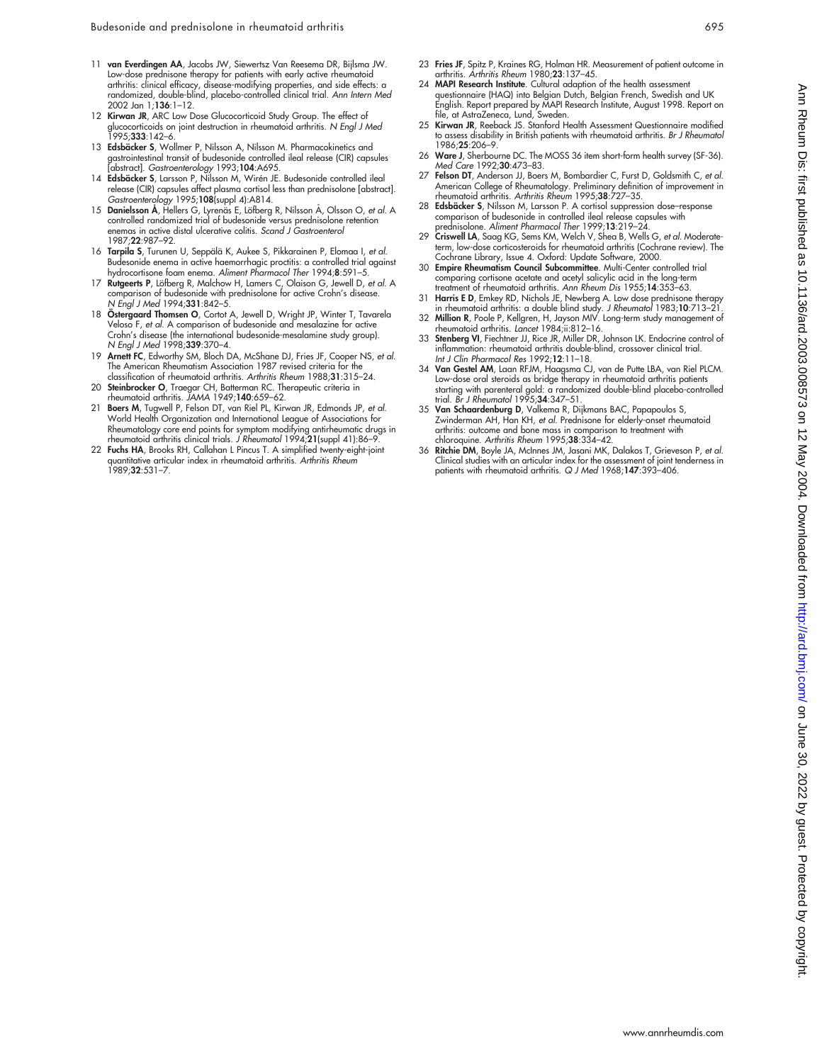11 **van Everdingen AA**, Jacobs JW, Siewertsz Van Reesema DR, Bijlsma JW. Low-dose prednisone therapy for patients with early active rheumatoid arthritis: clinical efficacy, disease-modifying properties, and side effects: a randomized, double-blind, placebo-controlled clinical trial. *Ann Intern Med* 2002 Jan 1;**136**:1–12.

12 **Kirwan JR**, ARC Low Dose Glucocorticoid Study Group. The effect of glucocorticoids on joint destruction in rheumatoid arthritis. *N Engl J Med* 1995;**333**:142–6.

13 **Edsbäcker S**, Wollmer P, Nilsson A, Nilsson M. Pharmacokinetics and gastrointestinal transit of budesonide controlled ileal release (CIR) capsules [abstract]. *Gastroenterology* 1993;**104**:A695.

14 **Edsbäcker S**, Larsson P, Nilsson M, Wirén JE. Budesonide controlled ileal release (CIR) capsules affect plasma cortisol less than prednisolone [abstract]. *Gastroenterology* 1995;**108**(suppl 4):A814.

15 **Danielsson Å**, Hellers G, Lyrenäs E, Löfberg R, Nilsson Å, Olsson O, *et al*. A controlled randomized trial of budesonide versus prednisolone retention enemas in active distal ulcerative colitis. *Scand J Gastroenterol* 1987;**22**:987–92.

16 **Tarpila S**, Turunen U, Seppälä K, Aukee S, Pikkarainen P, Elomaa I, *et al*. Budesonide enema in active haemorrhagic proctitis: a controlled trial against hydrocortisone foam enema. *Aliment Pharmacol Ther* 1994;**8**:591–5.

17 **Rutgeerts P**, Löfberg R, Malchow H, Lamers C, Olaison G, Jewell D, *et al*. A comparison of budesonide with prednisolone for active Crohn's disease. *N Engl J Med* 1994;**331**:842–5.

18 **Östergaard Thomsen O**, Cortot A, Jewell D, Wright JP, Winter T, Tavarela Veloso F, *et al*. A comparison of budesonide and mesalazine for active Crohn's disease (the international budesonide-mesalamine study group). *N Engl J Med* 1998;**339**:370–4.

19 **Arnett FC**, Edworthy SM, Bloch DA, McShane DJ, Fries JF, Cooper NS, *et al*. The American Rheumatism Association 1987 revised criteria for the classification of rheumatoid arthritis. *Arthritis Rheum* 1988;**31**:315–24.

20 **Steinbrocker O**, Traegar CH, Batterman RC. Therapeutic criteria in rheumatoid arthritis. *JAMA* 1949;**140**:659–62.

21 **Boers M**, Tugwell P, Felson DT, van Riel PL, Kirwan JR, Edmonds JP, *et al*. World Health Organization and International League of Associations for Rheumatology core end points for symptom modifying antirheumatic drugs in rheumatoid arthritis clinical trials. *J Rheumatol* 1994;**21**(suppl 41):86–9.

22 **Fuchs HA**, Brooks RH, Callahan L Pincus T. A simplified twenty-eight-joint quantitative articular index in rheumatoid arthritis. *Arthritis Rheum* 1989;**32**:531–7.

23 **Fries JF**, Spitz P, Kraines RG, Holman HR. Measurement of patient outcome in arthritis. *Arthritis Rheum* 1980;**23**:137–45.

24 **MAPI Research Institute**. Cultural adaption of the health assessment questionnaire (HAQ) into Belgian Dutch, Belgian French, Swedish and UK English. Report prepared by MAPI Research Institute, August 1998. Report on file, at AstraZeneca, Lund, Sweden.

25 **Kirwan JR**, Reeback JS. Stanford Health Assessment Questionnaire modified to assess disability in British patients with rheumatoid arthritis. *Br J Rheumatol* 1986;**25**:206–9.

26 **Ware J**, Sherbourne DC. The MOSS 36 item short-form health survey (SF-36). *Med Care* 1992;**30**:473–83.

27 **Felson DT**, Anderson JJ, Boers M, Bombardier C, Furst D, Goldsmith C, *et al*. American College of Rheumatology. Preliminary definition of improvement in rheumatoid arthritis. *Arthritis Rheum* 1995;**38**:727–35.

28 **Edsbäcker S**, Nilsson M, Larsson P. A cortisol suppression dose–response comparison of budesonide in controlled ileal release capsules with prednisolone. *Aliment Pharmacol Ther* 1999;**13**:219–24.

29 **Criswell LA**, Saag KG, Sems KM, Welch V, Shea B, Wells G, *et al*. Moderate-term, low-dose corticosteroids for rheumatoid arthritis (Cochrane review). The Cochrane Library, Issue 4. Oxford: Update Software, 2000.

30 **Empire Rheumatism Council Subcommittee**. Multi-Center controlled trial comparing cortisone acetate and acetyl salicylic acid in the long-term treatment of rheumatoid arthritis. *Ann Rheum Dis* 1955;**14**:353–63.

31 **Harris E D**, Emkey RD, Nichols JE, Newberg A. Low dose prednisone therapy in rheumatoid arthritis: a double blind study. *J Rheumatol* 1983;**10**:713–21.

32 **Million R**, Poole P, Kellgren, H, Jayson MIV. Long-term study management of rheumatoid arthritis. *Lancet* 1984;ii:812–16.

33 **Stenberg VI**, Fiechtner JJ, Rice JR, Miller DR, Johnson LK. Endocrine control of inflammation: rheumatoid arthritis double-blind, crossover clinical trial. *Int J Clin Pharmacol Res* 1992;**12**:11–18.

34 **Van Gestel AM**, Laan RFJM, Haagsma CJ, van de Putte LBA, van Riel PLCM. Low-dose oral steroids as bridge therapy in rheumatoid arthritis patients starting with parenteral gold: a randomized double-blind placebo-controlled trial. *Br J Rheumatol* 1995;**34**:347–51.

35 **Van Schaardenburg D**, Valkema R, Dijkmans BAC, Papapoulos S, Zwinderman AH, Han KH, *et al*. Prednisone for elderly-onset rheumatoid arthritis: outcome and bone mass in comparison to treatment with chloroquine. *Arthritis Rheum* 1995;**38**:334–42.

36 **Ritchie DM**, Boyle JA, McInnes JM, Jasani MK, Dalakos T, Grieveson P, *et al*. Clinical studies with an articular index for the assessment of joint tenderness in patients with rheumatoid arthritis. *Q J Med* 1968;**147**:393–406.